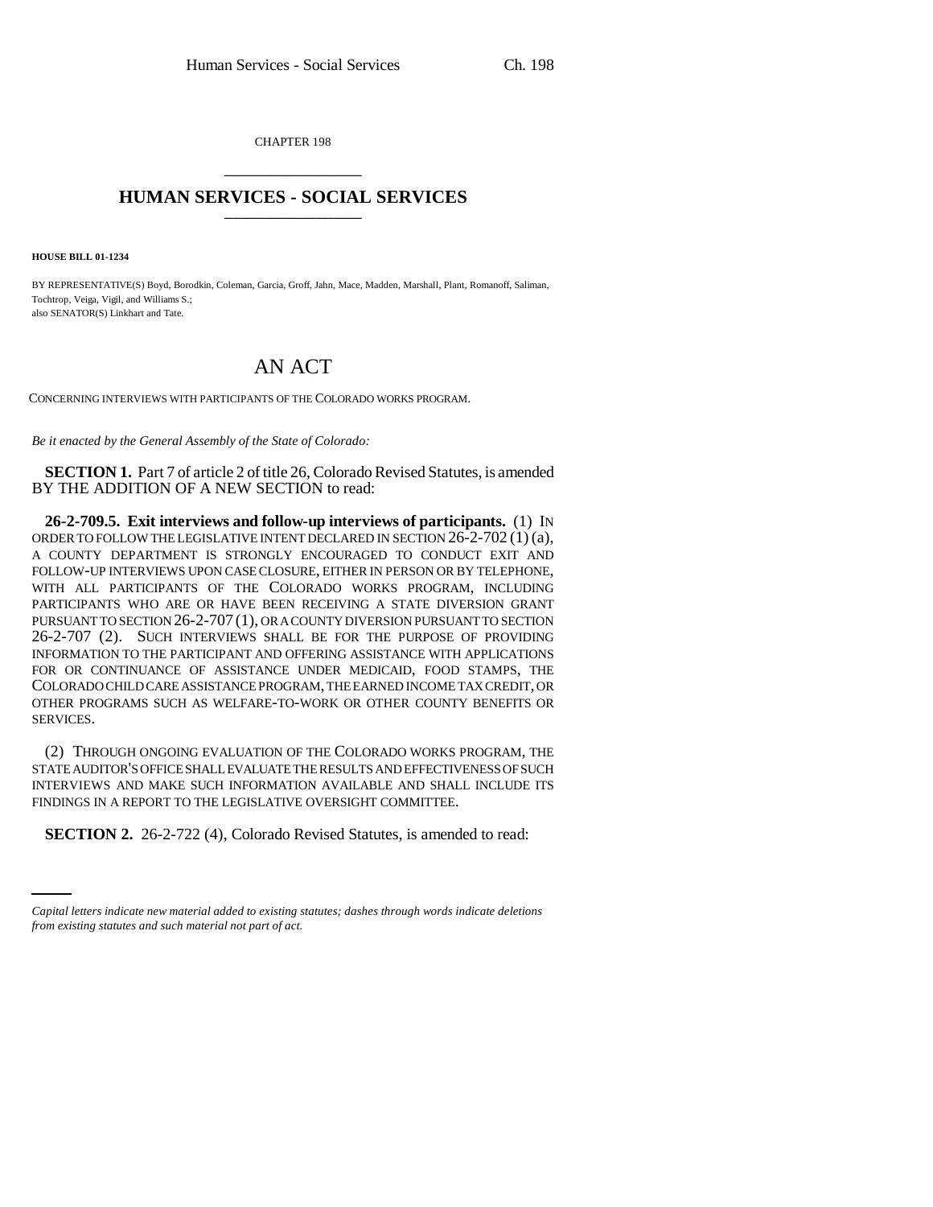CHAPTER 198

# HUMAN SERVICES - SOCIAL SERVICES

**HOUSE BILL 01-1234**

BY REPRESENTATIVE(S) Boyd, Borodkin, Coleman, Garcia, Groff, Jahn, Mace, Madden, Marshall, Plant, Romanoff, Saliman, Tochtrop, Veiga, Vigil, and Williams S.;
also SENATOR(S) Linkhart and Tate.

# AN ACT

CONCERNING INTERVIEWS WITH PARTICIPANTS OF THE COLORADO WORKS PROGRAM.

*Be it enacted by the General Assembly of the State of Colorado:*

**SECTION 1.** Part 7 of article 2 of title 26, Colorado Revised Statutes, is amended BY THE ADDITION OF A NEW SECTION to read:

**26-2-709.5. Exit interviews and follow-up interviews of participants.** (1) IN ORDER TO FOLLOW THE LEGISLATIVE INTENT DECLARED IN SECTION 26-2-702 (1) (a), A COUNTY DEPARTMENT IS STRONGLY ENCOURAGED TO CONDUCT EXIT AND FOLLOW-UP INTERVIEWS UPON CASE CLOSURE, EITHER IN PERSON OR BY TELEPHONE, WITH ALL PARTICIPANTS OF THE COLORADO WORKS PROGRAM, INCLUDING PARTICIPANTS WHO ARE OR HAVE BEEN RECEIVING A STATE DIVERSION GRANT PURSUANT TO SECTION 26-2-707 (1), OR A COUNTY DIVERSION PURSUANT TO SECTION 26-2-707 (2). SUCH INTERVIEWS SHALL BE FOR THE PURPOSE OF PROVIDING INFORMATION TO THE PARTICIPANT AND OFFERING ASSISTANCE WITH APPLICATIONS FOR OR CONTINUANCE OF ASSISTANCE UNDER MEDICAID, FOOD STAMPS, THE COLORADO CHILD CARE ASSISTANCE PROGRAM, THE EARNED INCOME TAX CREDIT, OR OTHER PROGRAMS SUCH AS WELFARE-TO-WORK OR OTHER COUNTY BENEFITS OR SERVICES.

(2) THROUGH ONGOING EVALUATION OF THE COLORADO WORKS PROGRAM, THE STATE AUDITOR'S OFFICE SHALL EVALUATE THE RESULTS AND EFFECTIVENESS OF SUCH INTERVIEWS AND MAKE SUCH INFORMATION AVAILABLE AND SHALL INCLUDE ITS FINDINGS IN A REPORT TO THE LEGISLATIVE OVERSIGHT COMMITTEE.

**SECTION 2.** 26-2-722 (4), Colorado Revised Statutes, is amended to read:

*Capital letters indicate new material added to existing statutes; dashes through words indicate deletions from existing statutes and such material not part of act.*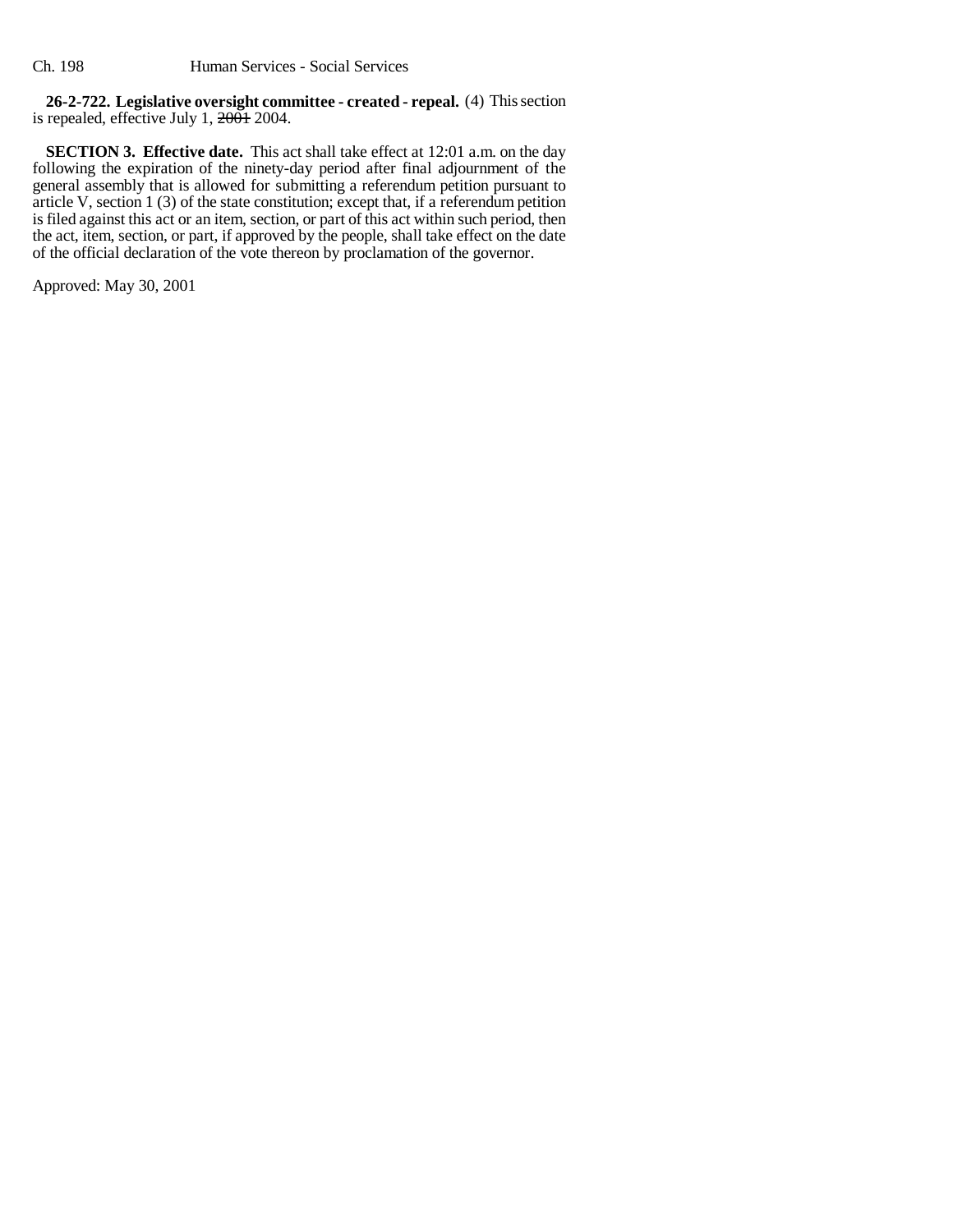**26-2-722. Legislative oversight committee - created - repeal.** (4) This section is repealed, effective July 1, ~~2001~~ 2004.

**SECTION 3. Effective date.** This act shall take effect at 12:01 a.m. on the day following the expiration of the ninety-day period after final adjournment of the general assembly that is allowed for submitting a referendum petition pursuant to article V, section 1 (3) of the state constitution; except that, if a referendum petition is filed against this act or an item, section, or part of this act within such period, then the act, item, section, or part, if approved by the people, shall take effect on the date of the official declaration of the vote thereon by proclamation of the governor.

Approved: May 30, 2001